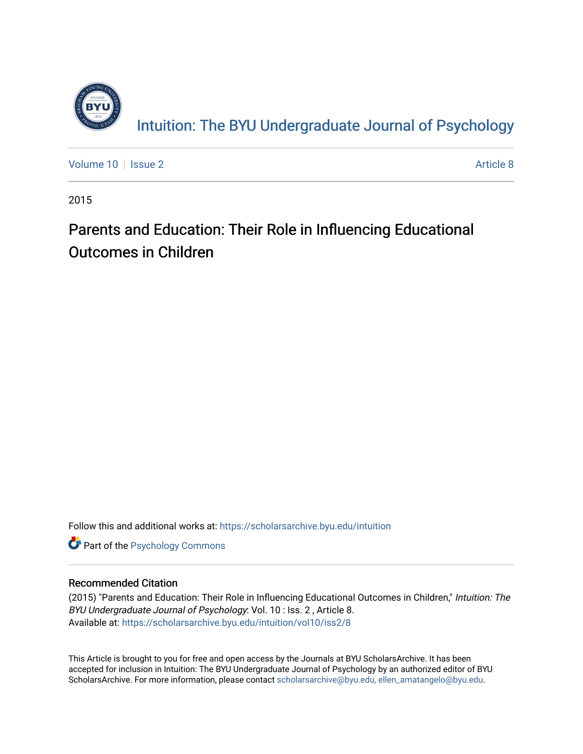Intuition: The BYU Undergraduate Journal of Psychology

Volume 10 | Issue 2 Article 8

2015

# Parents and Education: Their Role in Influencing Educational Outcomes in Children

Follow this and additional works at: https://scholarsarchive.byu.edu/intuition

Part of the Psychology Commons

## Recommended Citation

(2015) "Parents and Education: Their Role in Influencing Educational Outcomes in Children," *Intuition: The BYU Undergraduate Journal of Psychology*: Vol. 10 : Iss. 2 , Article 8.
Available at: https://scholarsarchive.byu.edu/intuition/vol10/iss2/8

This Article is brought to you for free and open access by the Journals at BYU ScholarsArchive. It has been accepted for inclusion in Intuition: The BYU Undergraduate Journal of Psychology by an authorized editor of BYU ScholarsArchive. For more information, please contact scholarsarchive@byu.edu, ellen_amatangelo@byu.edu.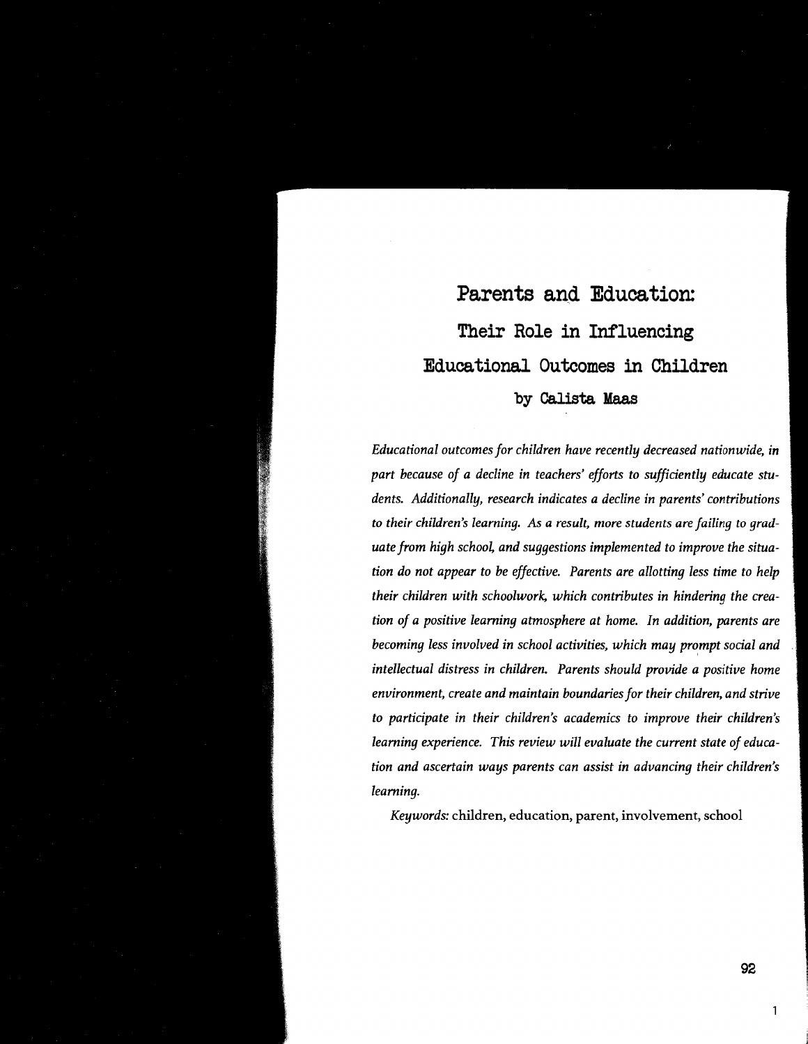# Parents and Education: Their Role in Influencing Educational Outcomes in Children

## by Calista Maas

*Educational outcomes for children have recently decreased nationwide, in part because of a decline in teachers' efforts to sufficiently educate students. Additionally, research indicates a decline in parents' contributions to their children's learning. As a result, more students are failing to graduate from high school, and suggestions implemented to improve the situation do not appear to be effective. Parents are allotting less time to help their children with schoolwork, which contributes in hindering the creation of a positive learning atmosphere at home. In addition, parents are becoming less involved in school activities, which may prompt social and intellectual distress in children. Parents should provide a positive home environment, create and maintain boundaries for their children, and strive to participate in their children's academics to improve their children's learning experience. This review will evaluate the current state of education and ascertain ways parents can assist in advancing their children's learning.*

*Keywords:* children, education, parent, involvement, school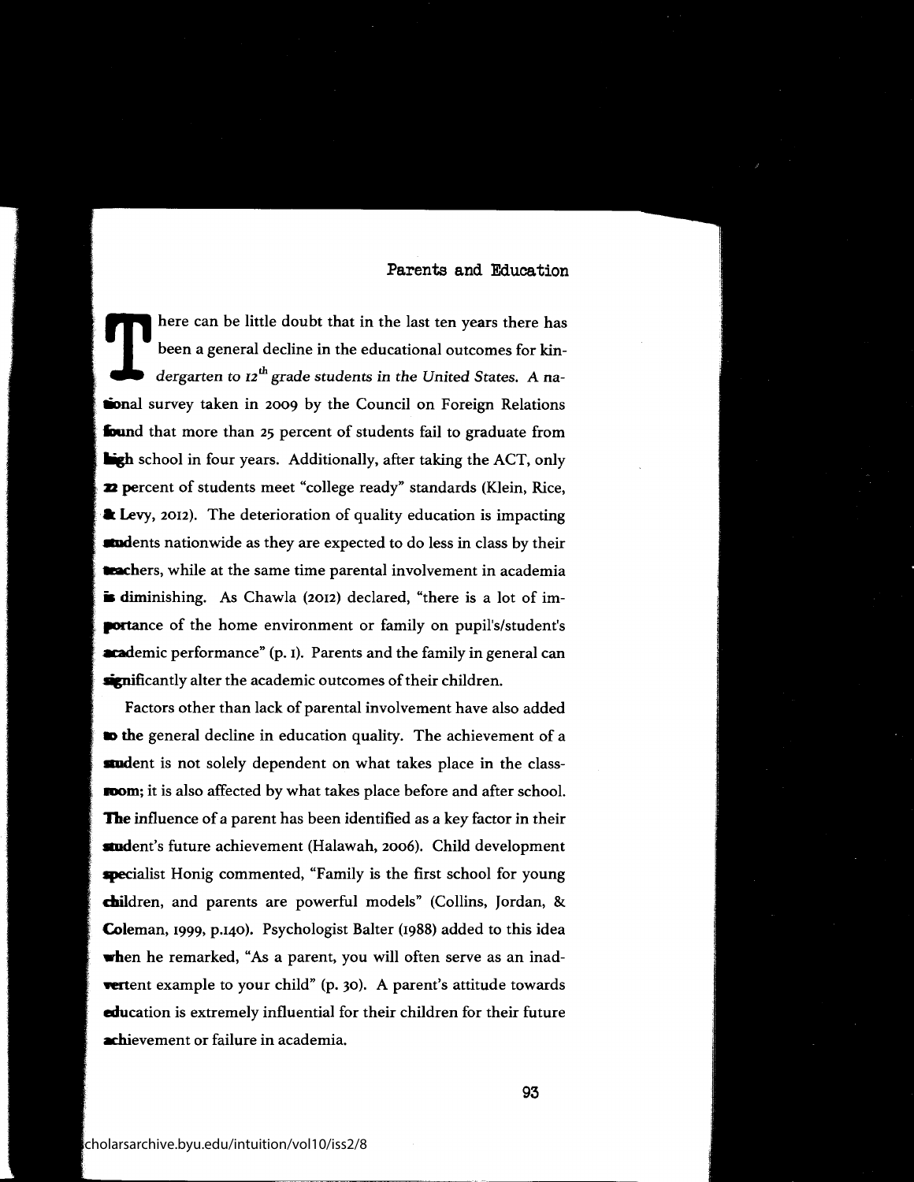## Parents and Education

There can be little doubt that in the last ten years there has been a general decline in the educational outcomes for kindergarten to 12th grade students in the United States. A national survey taken in 2009 by the Council on Foreign Relations found that more than 25 percent of students fail to graduate from high school in four years. Additionally, after taking the ACT, only 22 percent of students meet "college ready" standards (Klein, Rice, & Levy, 2012). The deterioration of quality education is impacting students nationwide as they are expected to do less in class by their teachers, while at the same time parental involvement in academia is diminishing. As Chawla (2012) declared, "there is a lot of importance of the home environment or family on pupil's/student's academic performance" (p. 1). Parents and the family in general can significantly alter the academic outcomes of their children.

Factors other than lack of parental involvement have also added to the general decline in education quality. The achievement of a student is not solely dependent on what takes place in the classroom; it is also affected by what takes place before and after school. The influence of a parent has been identified as a key factor in their student's future achievement (Halawah, 2006). Child development specialist Honig commented, "Family is the first school for young children, and parents are powerful models" (Collins, Jordan, & Coleman, 1999, p.140). Psychologist Balter (1988) added to this idea when he remarked, "As a parent, you will often serve as an inadvertent example to your child" (p. 30). A parent's attitude towards education is extremely influential for their children for their future achievement or failure in academia.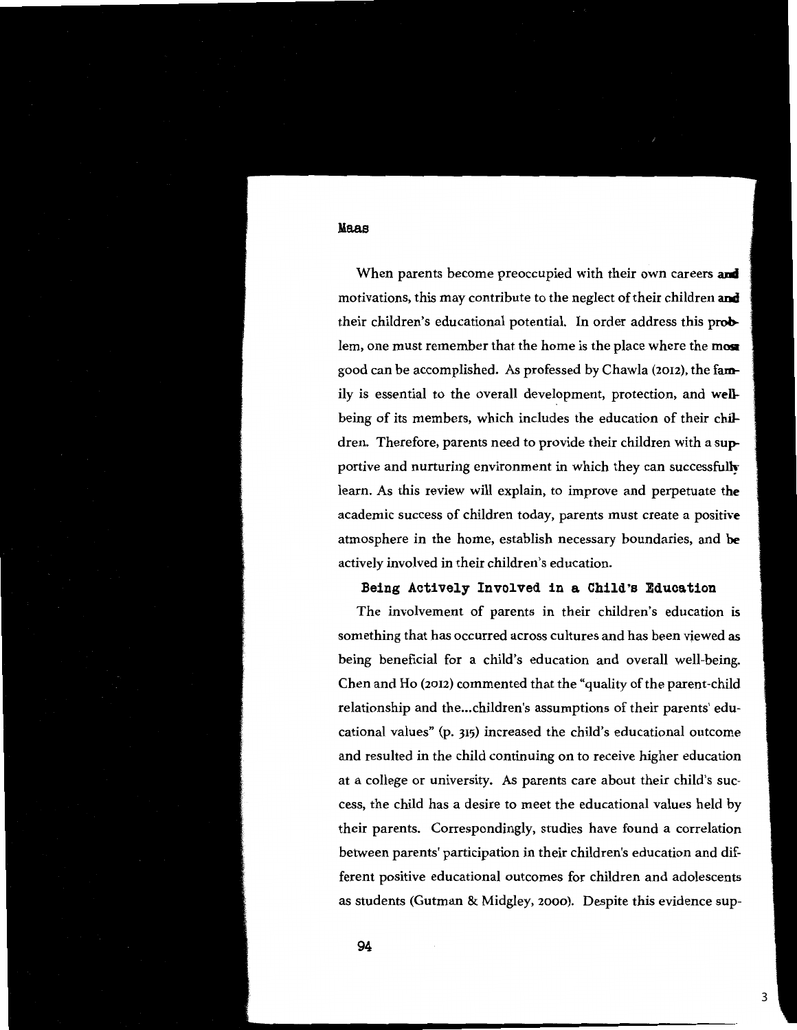When parents become preoccupied with their own careers and motivations, this may contribute to the neglect of their children and their children's educational potential. In order address this problem, one must remember that the home is the place where the most good can be accomplished. As professed by Chawla (2012), the family is essential to the overall development, protection, and well-being of its members, which includes the education of their children. Therefore, parents need to provide their children with a supportive and nurturing environment in which they can successfully learn. As this review will explain, to improve and perpetuate the academic success of children today, parents must create a positive atmosphere in the home, establish necessary boundaries, and be actively involved in their children's education.

## Being Actively Involved in a Child's Education

The involvement of parents in their children's education is something that has occurred across cultures and has been viewed as being beneficial for a child's education and overall well-being. Chen and Ho (2012) commented that the "quality of the parent-child relationship and the...children's assumptions of their parents' educational values" (p. 315) increased the child's educational outcome and resulted in the child continuing on to receive higher education at a college or university. As parents care about their child's success, the child has a desire to meet the educational values held by their parents. Correspondingly, studies have found a correlation between parents' participation in their children's education and different positive educational outcomes for children and adolescents as students (Gutman & Midgley, 2000). Despite this evidence sup-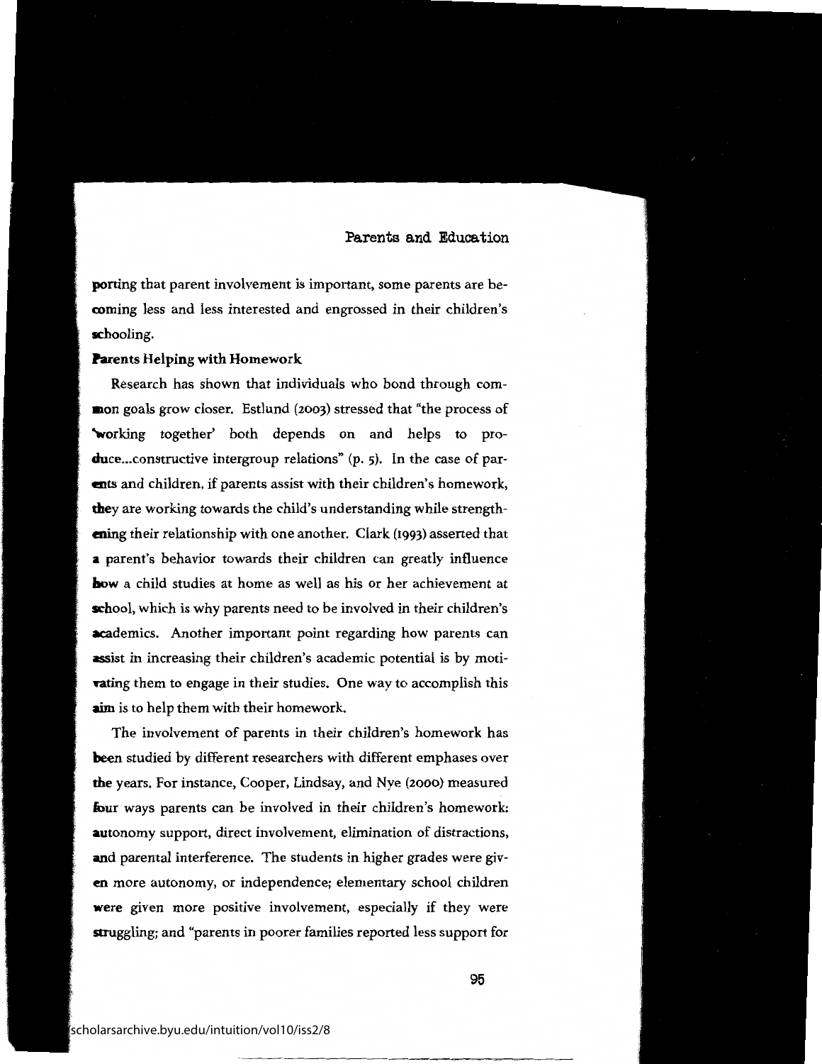porting that parent involvement is important, some parents are becoming less and less interested and engrossed in their children's schooling.

**Parents Helping with Homework**

Research has shown that individuals who bond through common goals grow closer. Estlund (2003) stressed that "the process of 'working together' both depends on and helps to produce...constructive intergroup relations" (p. 5). In the case of parents and children, if parents assist with their children's homework, they are working towards the child's understanding while strengthening their relationship with one another. Clark (1993) asserted that a parent's behavior towards their children can greatly influence how a child studies at home as well as his or her achievement at school, which is why parents need to be involved in their children's academics. Another important point regarding how parents can assist in increasing their children's academic potential is by motivating them to engage in their studies. One way to accomplish this aim is to help them with their homework.

The involvement of parents in their children's homework has been studied by different researchers with different emphases over the years. For instance, Cooper, Lindsay, and Nye (2000) measured four ways parents can be involved in their children's homework: autonomy support, direct involvement, elimination of distractions, and parental interference. The students in higher grades were given more autonomy, or independence; elementary school children were given more positive involvement, especially if they were struggling; and "parents in poorer families reported less support for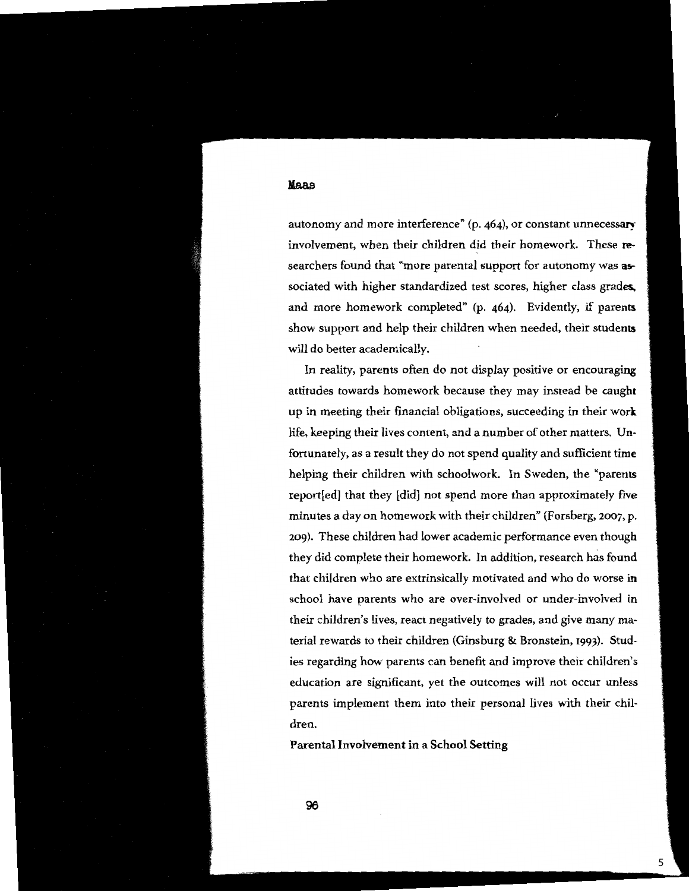autonomy and more interference" (p. 464), or constant unnecessary involvement, when their children did their homework. These researchers found that "more parental support for autonomy was associated with higher standardized test scores, higher class grades, and more homework completed" (p. 464). Evidently, if parents show support and help their children when needed, their students will do better academically.

In reality, parents often do not display positive or encouraging attitudes towards homework because they may instead be caught up in meeting their financial obligations, succeeding in their work life, keeping their lives content, and a number of other matters. Unfortunately, as a result they do not spend quality and sufficient time helping their children with schoolwork. In Sweden, the "parents report[ed] that they [did] not spend more than approximately five minutes a day on homework with their children" (Forsberg, 2007, p. 209). These children had lower academic performance even though they did complete their homework. In addition, research has found that children who are extrinsically motivated and who do worse in school have parents who are over-involved or under-involved in their children's lives, react negatively to grades, and give many material rewards to their children (Ginsburg & Bronstein, 1993). Studies regarding how parents can benefit and improve their children's education are significant, yet the outcomes will not occur unless parents implement them into their personal lives with their children.

**Parental Involvement in a School Setting**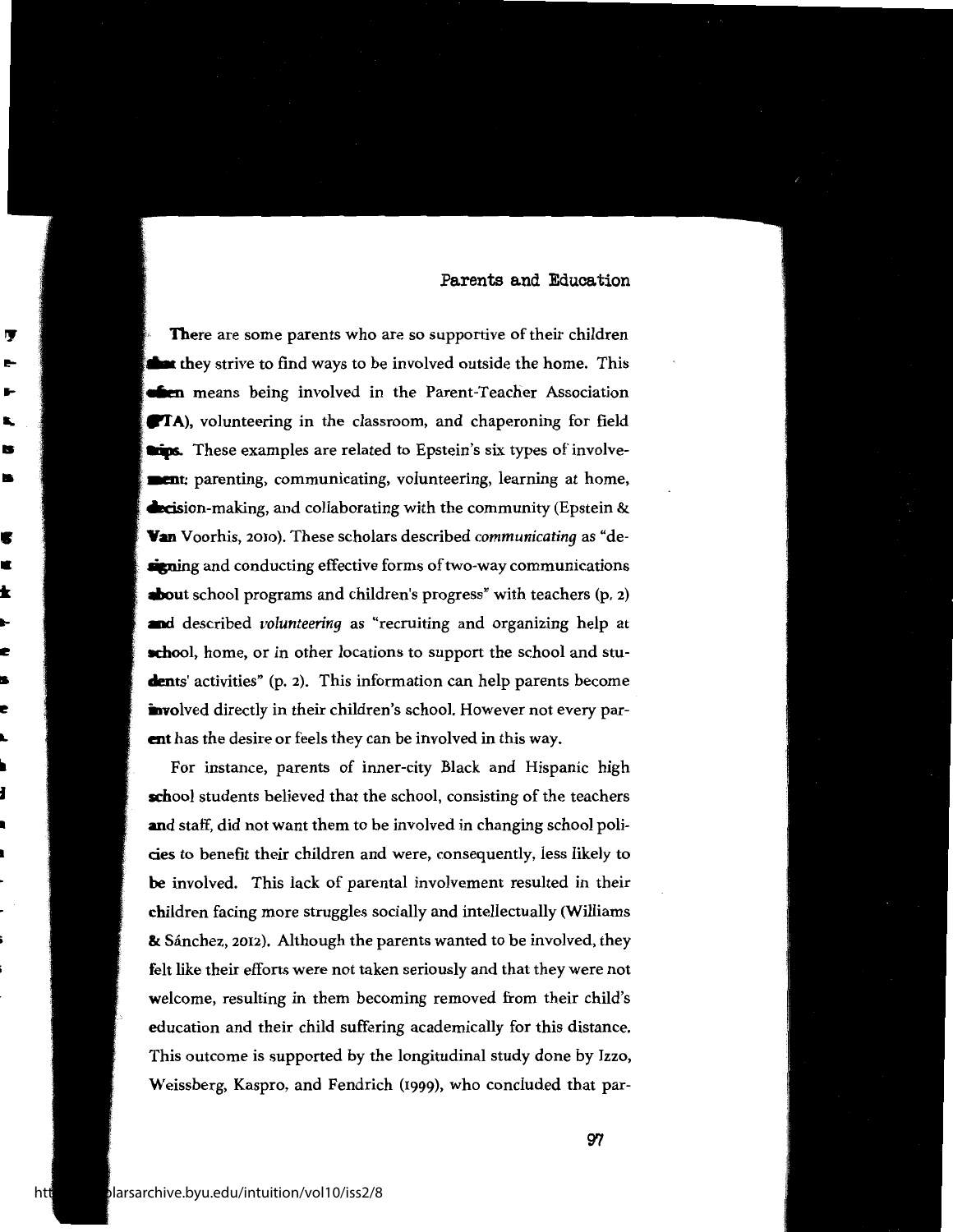There are some parents who are so supportive of their children that they strive to find ways to be involved outside the home. This often means being involved in the Parent-Teacher Association (PTA), volunteering in the classroom, and chaperoning for field trips. These examples are related to Epstein's six types of involvement: parenting, communicating, volunteering, learning at home, decision-making, and collaborating with the community (Epstein & Van Voorhis, 2010). These scholars described *communicating* as "designing and conducting effective forms of two-way communications about school programs and children's progress" with teachers (p. 2) and described *volunteering* as "recruiting and organizing help at school, home, or in other locations to support the school and students' activities" (p. 2). This information can help parents become involved directly in their children's school. However not every parent has the desire or feels they can be involved in this way.

For instance, parents of inner-city Black and Hispanic high school students believed that the school, consisting of the teachers and staff, did not want them to be involved in changing school policies to benefit their children and were, consequently, less likely to be involved. This lack of parental involvement resulted in their children facing more struggles socially and intellectually (Williams & Sánchez, 2012). Although the parents wanted to be involved, they felt like their efforts were not taken seriously and that they were not welcome, resulting in them becoming removed from their child's education and their child suffering academically for this distance. This outcome is supported by the longitudinal study done by Izzo, Weissberg, Kaspro, and Fendrich (1999), who concluded that par-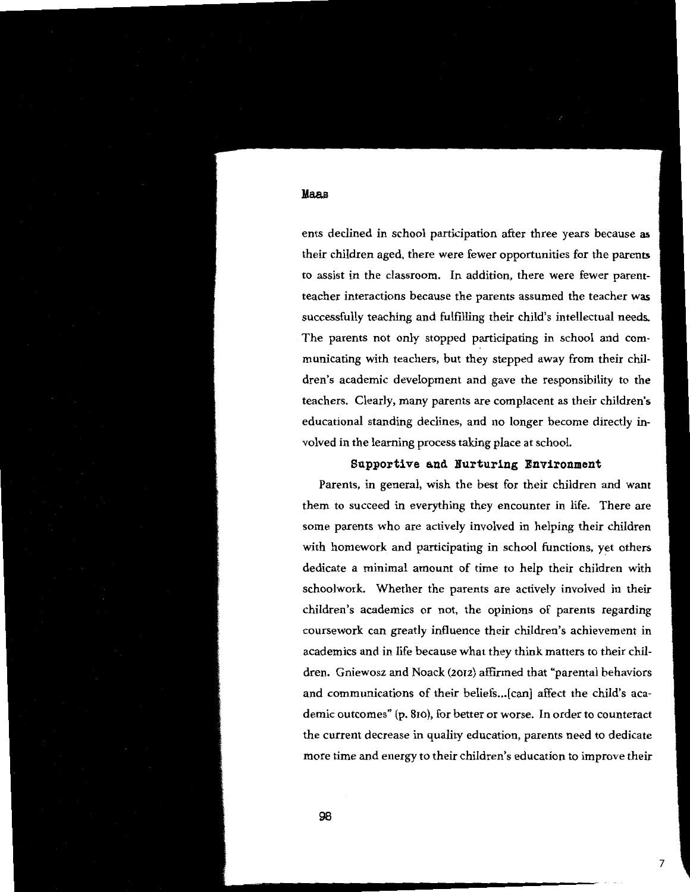ents declined in school participation after three years because as their children aged, there were fewer opportunities for the parents to assist in the classroom. In addition, there were fewer parent-teacher interactions because the parents assumed the teacher was successfully teaching and fulfilling their child's intellectual needs. The parents not only stopped participating in school and communicating with teachers, but they stepped away from their children's academic development and gave the responsibility to the teachers. Clearly, many parents are complacent as their children's educational standing declines, and no longer become directly involved in the learning process taking place at school.

### Supportive and Nurturing Environment

Parents, in general, wish the best for their children and want them to succeed in everything they encounter in life. There are some parents who are actively involved in helping their children with homework and participating in school functions, yet others dedicate a minimal amount of time to help their children with schoolwork. Whether the parents are actively involved in their children's academics or not, the opinions of parents regarding coursework can greatly influence their children's achievement in academics and in life because what they think matters to their children. Gniewosz and Noack (2012) affirmed that "parental behaviors and communications of their beliefs...[can] affect the child's academic outcomes" (p. 810), for better or worse. In order to counteract the current decrease in quality education, parents need to dedicate more time and energy to their children's education to improve their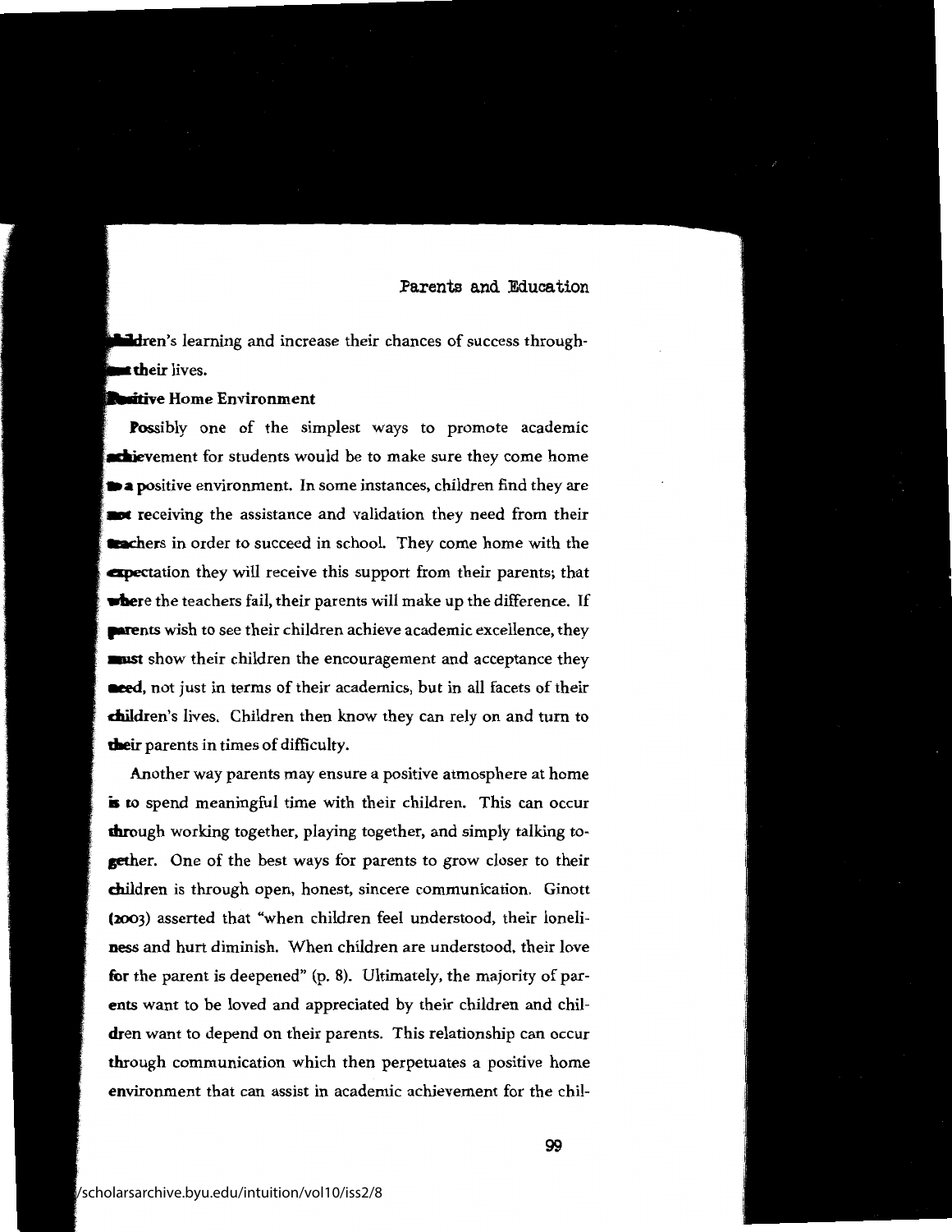children's learning and increase their chances of success throughout their lives.

## Positive Home Environment

Possibly one of the simplest ways to promote academic achievement for students would be to make sure they come home to a positive environment. In some instances, children find they are not receiving the assistance and validation they need from their teachers in order to succeed in school. They come home with the expectation they will receive this support from their parents; that where the teachers fail, their parents will make up the difference. If parents wish to see their children achieve academic excellence, they must show their children the encouragement and acceptance they need, not just in terms of their academics, but in all facets of their children's lives. Children then know they can rely on and turn to their parents in times of difficulty.

Another way parents may ensure a positive atmosphere at home is to spend meaningful time with their children. This can occur through working together, playing together, and simply talking together. One of the best ways for parents to grow closer to their children is through open, honest, sincere communication. Ginott (2003) asserted that "when children feel understood, their loneliness and hurt diminish. When children are understood, their love for the parent is deepened" (p. 8). Ultimately, the majority of parents want to be loved and appreciated by their children and children want to depend on their parents. This relationship can occur through communication which then perpetuates a positive home environment that can assist in academic achievement for the chil-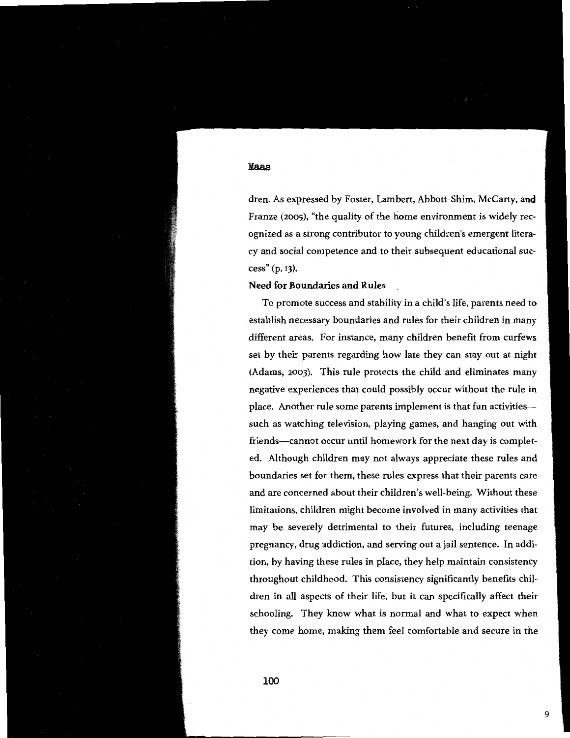dren. As expressed by Foster, Lambert, Abbott-Shim, McCarty, and Franze (2005), "the quality of the home environment is widely recognized as a strong contributor to young children's emergent literacy and social competence and to their subsequent educational success" (p. 13).

**Need for Boundaries and Rules**

To promote success and stability in a child's life, parents need to establish necessary boundaries and rules for their children in many different areas. For instance, many children benefit from curfews set by their parents regarding how late they can stay out at night (Adams, 2003). This rule protects the child and eliminates many negative experiences that could possibly occur without the rule in place. Another rule some parents implement is that fun activities—such as watching television, playing games, and hanging out with friends—cannot occur until homework for the next day is completed. Although children may not always appreciate these rules and boundaries set for them, these rules express that their parents care and are concerned about their children's well-being. Without these limitations, children might become involved in many activities that may be severely detrimental to their futures, including teenage pregnancy, drug addiction, and serving out a jail sentence. In addition, by having these rules in place, they help maintain consistency throughout childhood. This consistency significantly benefits children in all aspects of their life, but it can specifically affect their schooling. They know what is normal and what to expect when they come home, making them feel comfortable and secure in the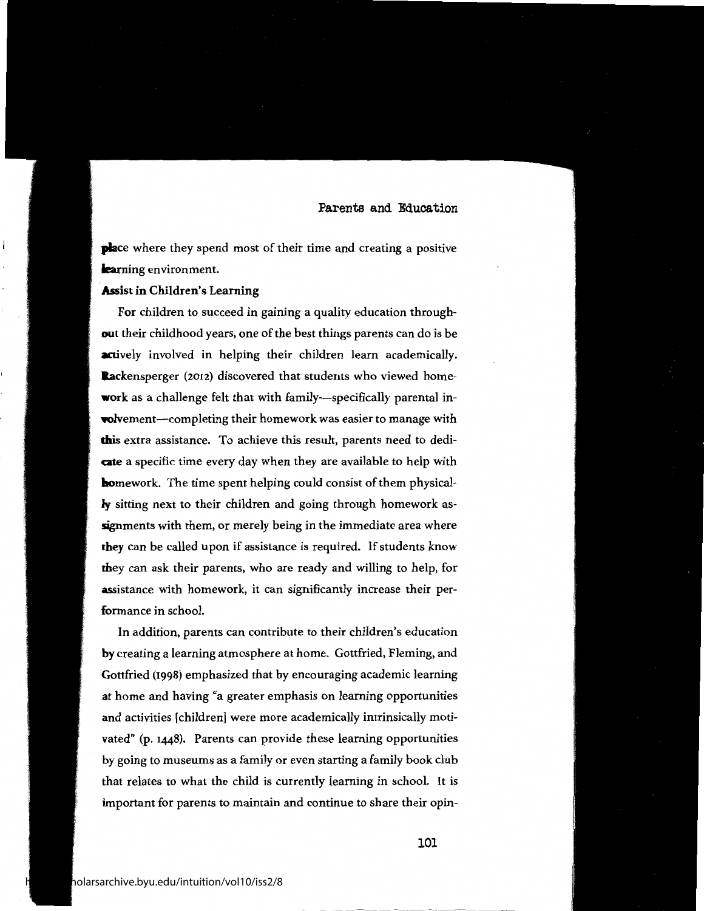place where they spend most of their time and creating a positive learning environment.

### Assist in Children's Learning

For children to succeed in gaining a quality education throughout their childhood years, one of the best things parents can do is be actively involved in helping their children learn academically. Rackensperger (2012) discovered that students who viewed homework as a challenge felt that with family—specifically parental involvement—completing their homework was easier to manage with this extra assistance. To achieve this result, parents need to dedicate a specific time every day when they are available to help with homework. The time spent helping could consist of them physically sitting next to their children and going through homework assignments with them, or merely being in the immediate area where they can be called upon if assistance is required. If students know they can ask their parents, who are ready and willing to help, for assistance with homework, it can significantly increase their performance in school.

In addition, parents can contribute to their children's education by creating a learning atmosphere at home. Gottfried, Fleming, and Gottfried (1998) emphasized that by encouraging academic learning at home and having "a greater emphasis on learning opportunities and activities [children] were more academically intrinsically motivated" (p. 1448). Parents can provide these learning opportunities by going to museums as a family or even starting a family book club that relates to what the child is currently learning in school. It is important for parents to maintain and continue to share their opin-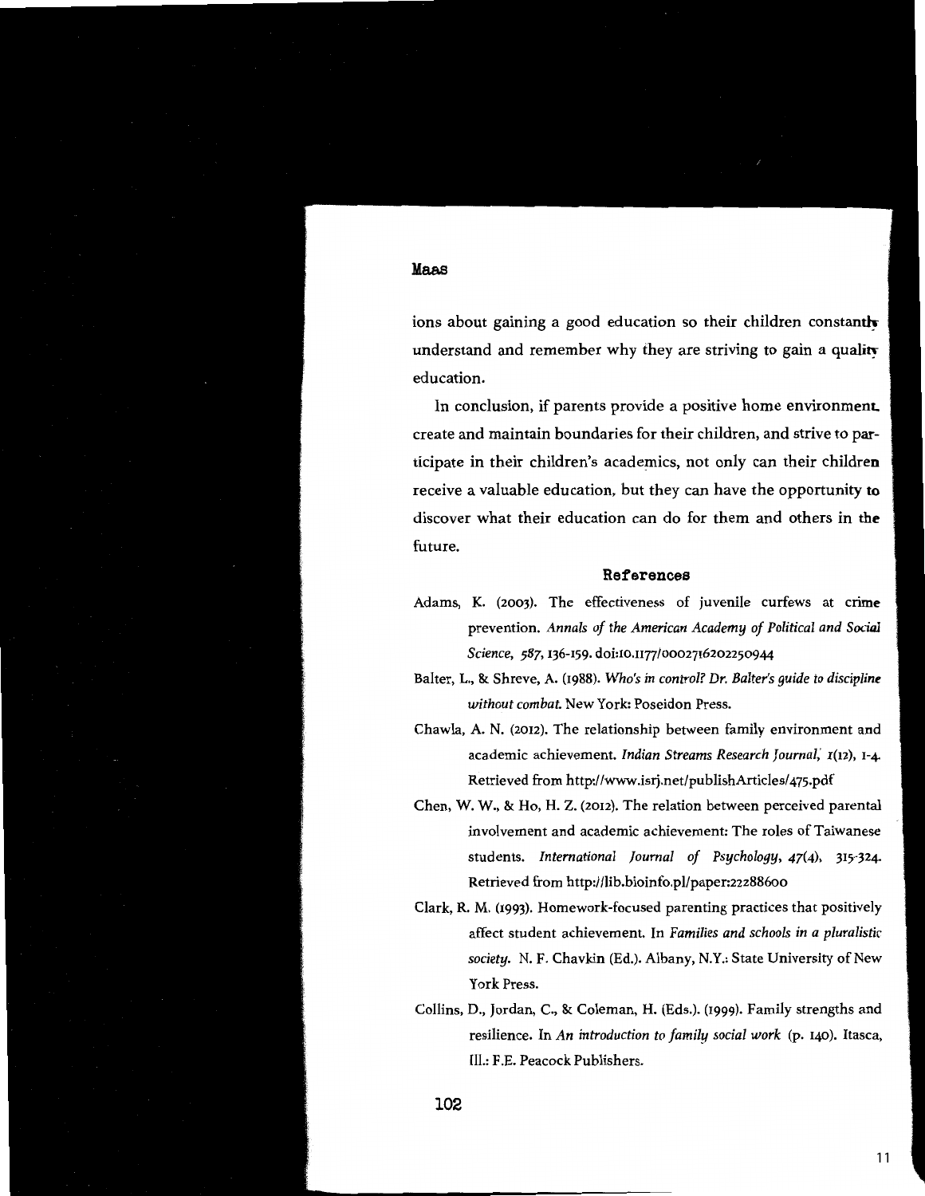ions about gaining a good education so their children constantly understand and remember why they are striving to gain a quality education.

In conclusion, if parents provide a positive home environment, create and maintain boundaries for their children, and strive to participate in their children's academics, not only can their children receive a valuable education, but they can have the opportunity to discover what their education can do for them and others in the future.

## References

Adams, K. (2003). The effectiveness of juvenile curfews at crime prevention. *Annals of the American Academy of Political and Social Science, 587*, 136-159. doi:10.1177/0002716202250944

Balter, L., & Shreve, A. (1988). *Who's in control? Dr. Balter's guide to discipline without combat.* New York: Poseidon Press.

Chawla, A. N. (2012). The relationship between family environment and academic achievement. *Indian Streams Research Journal, 1*(12), 1-4. Retrieved from http://www.isrj.net/publishArticles/475.pdf

Chen, W. W., & Ho, H. Z. (2012). The relation between perceived parental involvement and academic achievement: The roles of Taiwanese students. *International Journal of Psychology, 47*(4), 315-324. Retrieved from http://lib.bioinfo.pl/paper:22288600

Clark, R. M. (1993). Homework-focused parenting practices that positively affect student achievement. In *Families and schools in a pluralistic society*. N. F. Chavkin (Ed.). Albany, N.Y.: State University of New York Press.

Collins, D., Jordan, C., & Coleman, H. (Eds.). (1999). Family strengths and resilience. In *An introduction to family social work* (p. 140). Itasca, Ill.: F.E. Peacock Publishers.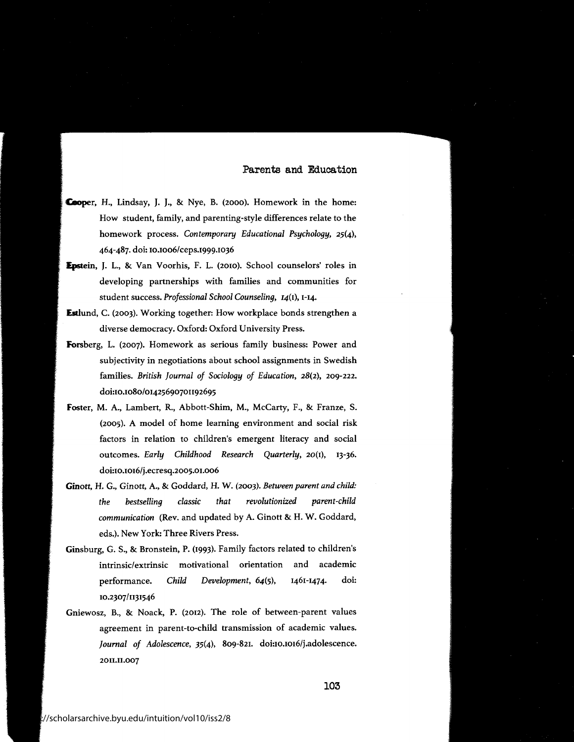Cooper, H., Lindsay, J. J., & Nye, B. (2000). Homework in the home: How student, family, and parenting-style differences relate to the homework process. *Contemporary Educational Psychology, 25*(4), 464-487. doi: 10.1006/ceps.1999.1036

Epstein, J. L., & Van Voorhis, F. L. (2010). School counselors' roles in developing partnerships with families and communities for student success. *Professional School Counseling, 14*(1), 1-14.

Estlund, C. (2003). Working together: How workplace bonds strengthen a diverse democracy. Oxford: Oxford University Press.

Forsberg, L. (2007). Homework as serious family business: Power and subjectivity in negotiations about school assignments in Swedish families. *British Journal of Sociology of Education, 28*(2), 209-222. doi:10.1080/01425690701192695

Foster, M. A., Lambert, R., Abbott-Shim, M., McCarty, F., & Franze, S. (2005). A model of home learning environment and social risk factors in relation to children's emergent literacy and social outcomes. *Early Childhood Research Quarterly, 20*(1), 13-36. doi:10.1016/j.ecresq.2005.01.006

Ginott, H. G., Ginott, A., & Goddard, H. W. (2003). *Between parent and child: the bestselling classic that revolutionized parent-child communication* (Rev. and updated by A. Ginott & H. W. Goddard, eds.). New York: Three Rivers Press.

Ginsburg, G. S., & Bronstein, P. (1993). Family factors related to children's intrinsic/extrinsic motivational orientation and academic performance. *Child Development, 64*(5), 1461-1474. doi: 10.2307/1131546

Gniewosz, B., & Noack, P. (2012). The role of between-parent values agreement in parent-to-child transmission of academic values. *Journal of Adolescence, 35*(4), 809-821. doi:10.1016/j.adolescence.2011.11.007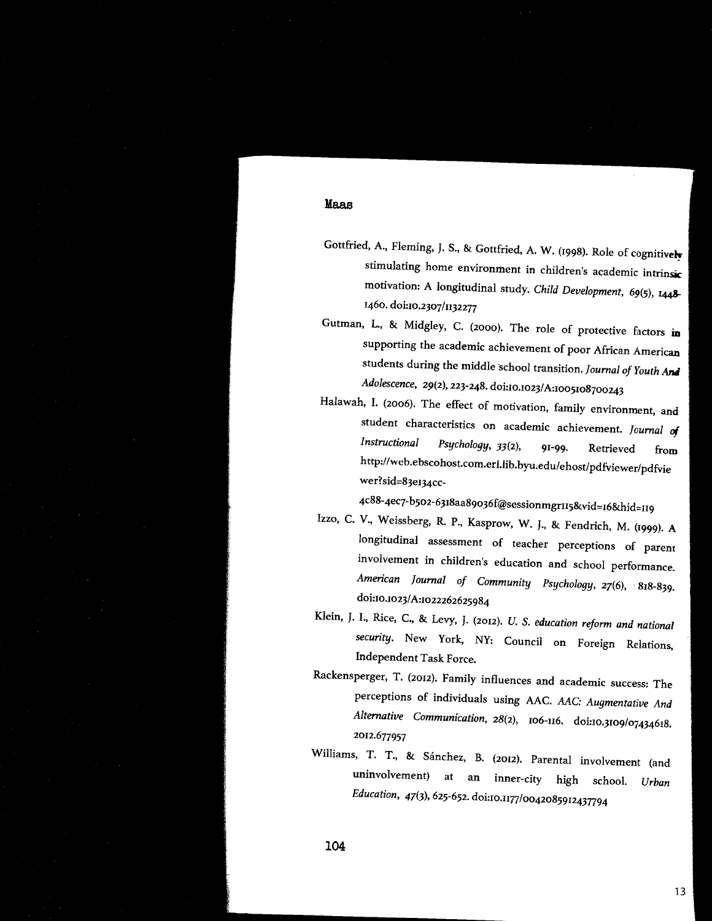Gottfried, A., Fleming, J. S., & Gottfried, A. W. (1998). Role of cognitively stimulating home environment in children's academic intrinsic motivation: A longitudinal study. *Child Development*, *69*(5), 1448-1460. doi:10.2307/1132277

Gutman, L., & Midgley, C. (2000). The role of protective factors in supporting the academic achievement of poor African American students during the middle school transition. *Journal of Youth And Adolescence*, *29*(2), 223-248. doi:10.1023/A:1005108700243

Halawah, I. (2006). The effect of motivation, family environment, and student characteristics on academic achievement. *Journal of Instructional Psychology*, *33*(2), 91-99. Retrieved from http://web.ebscohost.com.erl.lib.byu.edu/ehost/pdfviewer/pdfviewer?sid=83e134cc-4c88-4ec7-b502-6318aa89036f@sessionmgr115&vid=16&hid=119

Izzo, C. V., Weissberg, R. P., Kasprow, W. J., & Fendrich, M. (1999). A longitudinal assessment of teacher perceptions of parent involvement in children's education and school performance. *American Journal of Community Psychology*, *27*(6), 818-839. doi:10.1023/A:1022262625984

Klein, J. I., Rice, C., & Levy, J. (2012). *U. S. education reform and national security*. New York, NY: Council on Foreign Relations, Independent Task Force.

Rackensperger, T. (2012). Family influences and academic success: The perceptions of individuals using AAC. *AAC: Augmentative And Alternative Communication*, *28*(2), 106-116. doi:10.3109/07434618.2012.677957

Williams, T. T., & Sánchez, B. (2012). Parental involvement (and uninvolvement) at an inner-city high school. *Urban Education*, *47*(3), 625-652. doi:10.1177/0042085912437794